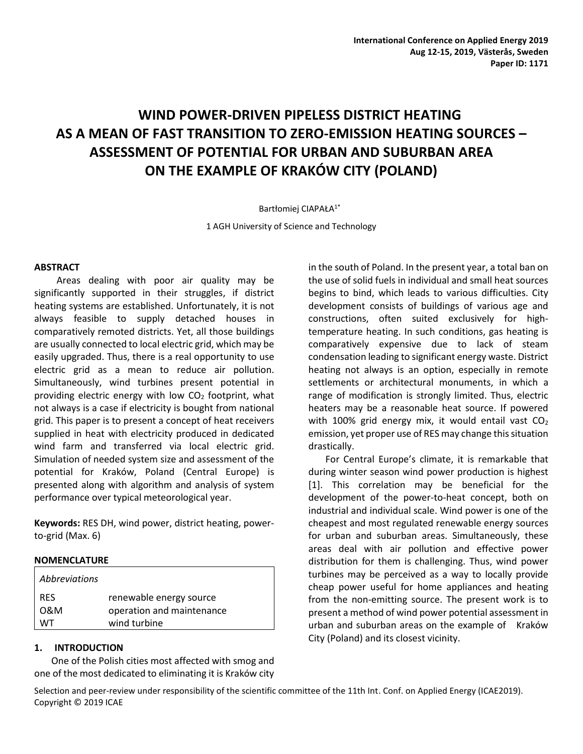International Conference on Applied Energy 2019
Aug 12-15, 2019, Västerås, Sweden
Paper ID: 1171

# WIND POWER-DRIVEN PIPELESS DISTRICT HEATING AS A MEAN OF FAST TRANSITION TO ZERO-EMISSION HEATING SOURCES – ASSESSMENT OF POTENTIAL FOR URBAN AND SUBURBAN AREA ON THE EXAMPLE OF KRAKÓW CITY (POLAND)

Bartłomiej CIAPAŁA[1*]

1 AGH University of Science and Technology

## ABSTRACT

Areas dealing with poor air quality may be significantly supported in their struggles, if district heating systems are established. Unfortunately, it is not always feasible to supply detached houses in comparatively remoted districts. Yet, all those buildings are usually connected to local electric grid, which may be easily upgraded. Thus, there is a real opportunity to use electric grid as a mean to reduce air pollution. Simultaneously, wind turbines present potential in providing electric energy with low $CO_2$ footprint, what not always is a case if electricity is bought from national grid. This paper is to present a concept of heat receivers supplied in heat with electricity produced in dedicated wind farm and transferred via local electric grid. Simulation of needed system size and assessment of the potential for Kraków, Poland (Central Europe) is presented along with algorithm and analysis of system performance over typical meteorological year.

**Keywords:** RES DH, wind power, district heating, power-to-grid (Max. 6)

## NOMENCLATURE

| *Abbreviations* | |
|---|---|
| RES | renewable energy source |
| O&M | operation and maintenance |
| WT | wind turbine |

## 1. INTRODUCTION

One of the Polish cities most affected with smog and one of the most dedicated to eliminating it is Kraków city in the south of Poland. In the present year, a total ban on the use of solid fuels in individual and small heat sources begins to bind, which leads to various difficulties. City development consists of buildings of various age and constructions, often suited exclusively for high-temperature heating. In such conditions, gas heating is comparatively expensive due to lack of steam condensation leading to significant energy waste. District heating not always is an option, especially in remote settlements or architectural monuments, in which a range of modification is strongly limited. Thus, electric heaters may be a reasonable heat source. If powered with 100% grid energy mix, it would entail vast $CO_2$ emission, yet proper use of RES may change this situation drastically.

For Central Europe's climate, it is remarkable that during winter season wind power production is highest [1]. This correlation may be beneficial for the development of the power-to-heat concept, both on industrial and individual scale. Wind power is one of the cheapest and most regulated renewable energy sources for urban and suburban areas. Simultaneously, these areas deal with air pollution and effective power distribution for them is challenging. Thus, wind power turbines may be perceived as a way to locally provide cheap power useful for home appliances and heating from the non-emitting source. The present work is to present a method of wind power potential assessment in urban and suburban areas on the example of Kraków City (Poland) and its closest vicinity.

Selection and peer-review under responsibility of the scientific committee of the 11th Int. Conf. on Applied Energy (ICAE2019).
Copyright © 2019 ICAE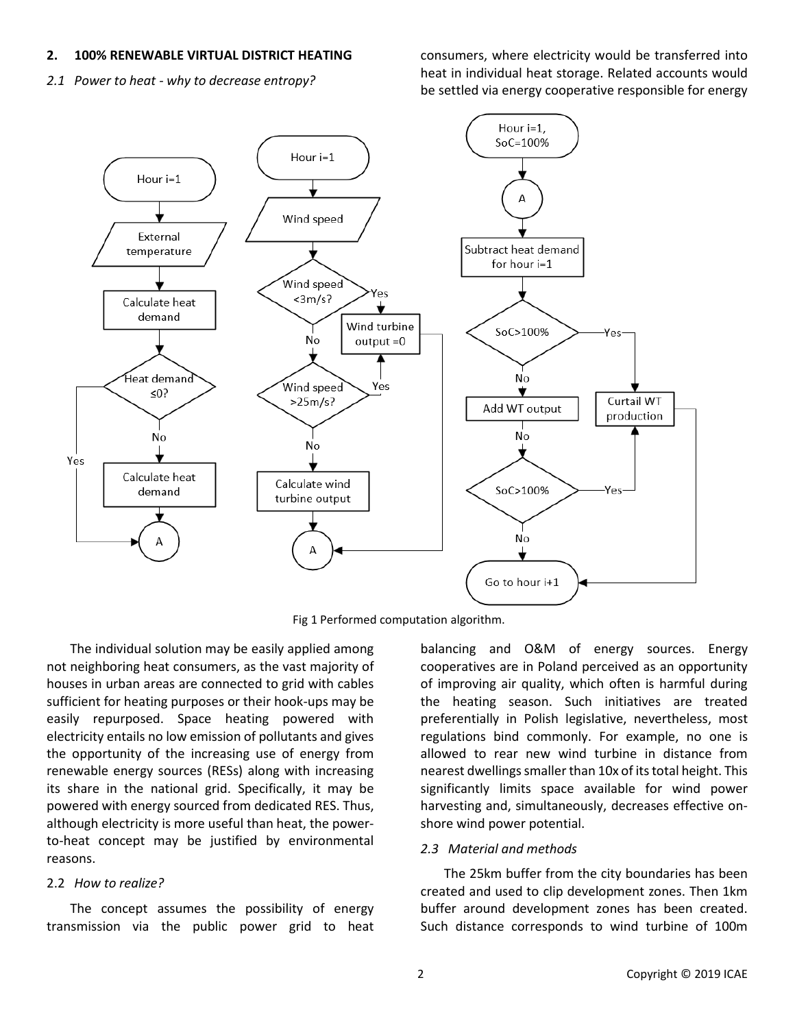## 2. 100% RENEWABLE VIRTUAL DISTRICT HEATING

### *2.1 Power to heat - why to decrease entropy?*

The individual solution may be easily applied among not neighboring heat consumers, as the vast majority of houses in urban areas are connected to grid with cables sufficient for heating purposes or their hook-ups may be easily repurposed. Space heating powered with electricity entails no low emission of pollutants and gives the opportunity of the increasing use of energy from renewable energy sources (RESs) along with increasing its share in the national grid. Specifically, it may be powered with energy sourced from dedicated RES. Thus, although electricity is more useful than heat, the power-to-heat concept may be justified by environmental reasons.

### 2.2 *How to realize?*

The concept assumes the possibility of energy transmission via the public power grid to heat consumers, where electricity would be transferred into heat in individual heat storage. Related accounts would be settled via energy cooperative responsible for energy balancing and O&M of energy sources. Energy cooperatives are in Poland perceived as an opportunity of improving air quality, which often is harmful during the heating season. Such initiatives are treated preferentially in Polish legislative, nevertheless, most regulations bind commonly. For example, no one is allowed to rear new wind turbine in distance from nearest dwellings smaller than 10x of its total height. This significantly limits space available for wind power harvesting and, simultaneously, decreases effective on-shore wind power potential.

Fig 1 Performed computation algorithm.

### *2.3 Material and methods*

The 25km buffer from the city boundaries has been created and used to clip development zones. Then 1km buffer around development zones has been created. Such distance corresponds to wind turbine of 100m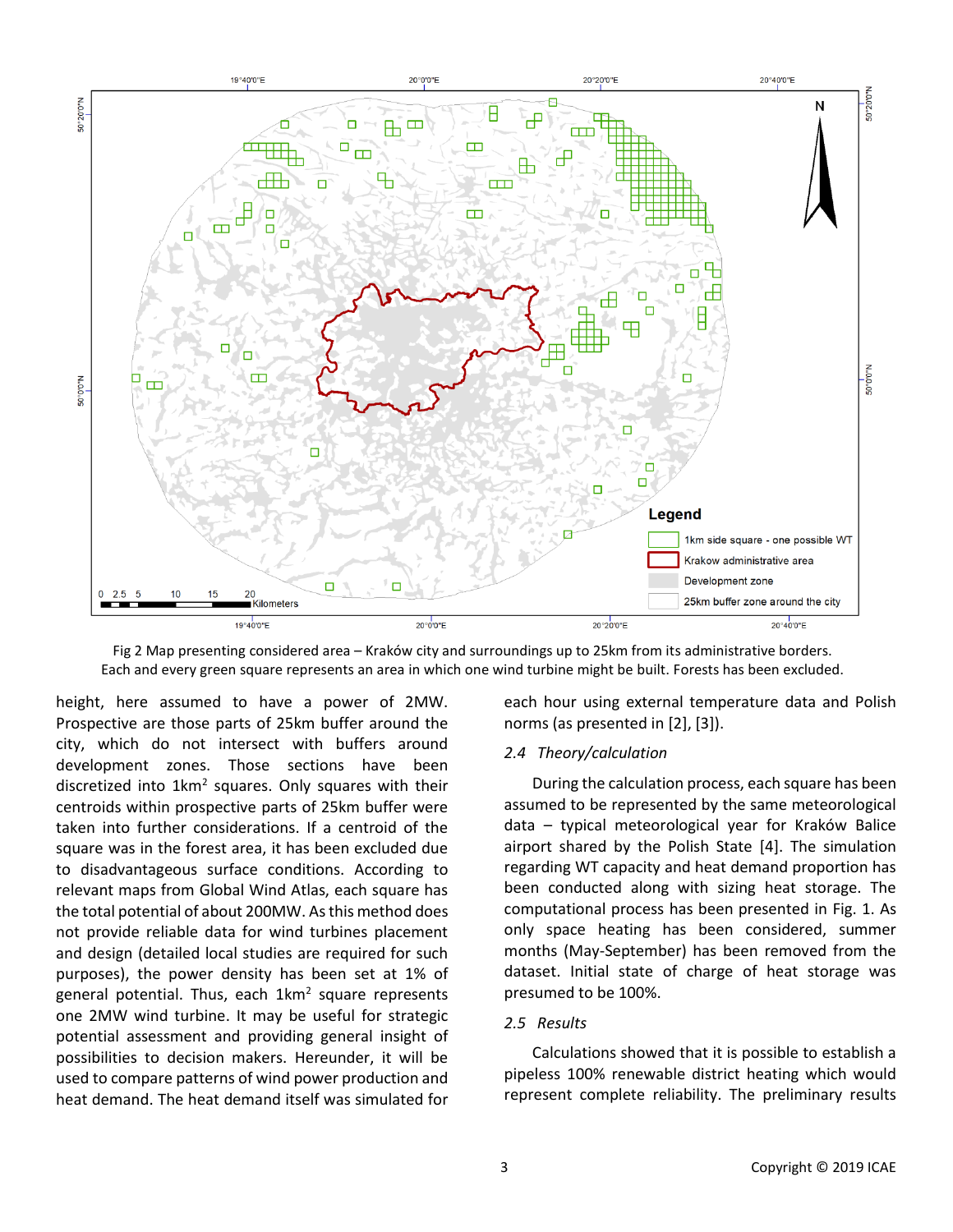Fig 2 Map presenting considered area – Kraków city and surroundings up to 25km from its administrative borders. Each and every green square represents an area in which one wind turbine might be built. Forests has been excluded.

height, here assumed to have a power of 2MW. Prospective are those parts of 25km buffer around the city, which do not intersect with buffers around development zones. Those sections have been discretized into 1km$^2$ squares. Only squares with their centroids within prospective parts of 25km buffer were taken into further considerations. If a centroid of the square was in the forest area, it has been excluded due to disadvantageous surface conditions. According to relevant maps from Global Wind Atlas, each square has the total potential of about 200MW. As this method does not provide reliable data for wind turbines placement and design (detailed local studies are required for such purposes), the power density has been set at 1% of general potential. Thus, each 1km$^2$ square represents one 2MW wind turbine. It may be useful for strategic potential assessment and providing general insight of possibilities to decision makers. Hereunder, it will be used to compare patterns of wind power production and heat demand. The heat demand itself was simulated for each hour using external temperature data and Polish norms (as presented in [2], [3]).

### *2.4 Theory/calculation*

During the calculation process, each square has been assumed to be represented by the same meteorological data – typical meteorological year for Kraków Balice airport shared by the Polish State [4]. The simulation regarding WT capacity and heat demand proportion has been conducted along with sizing heat storage. The computational process has been presented in Fig. 1. As only space heating has been considered, summer months (May-September) has been removed from the dataset. Initial state of charge of heat storage was presumed to be 100%.

### *2.5 Results*

Calculations showed that it is possible to establish a pipeless 100% renewable district heating which would represent complete reliability. The preliminary results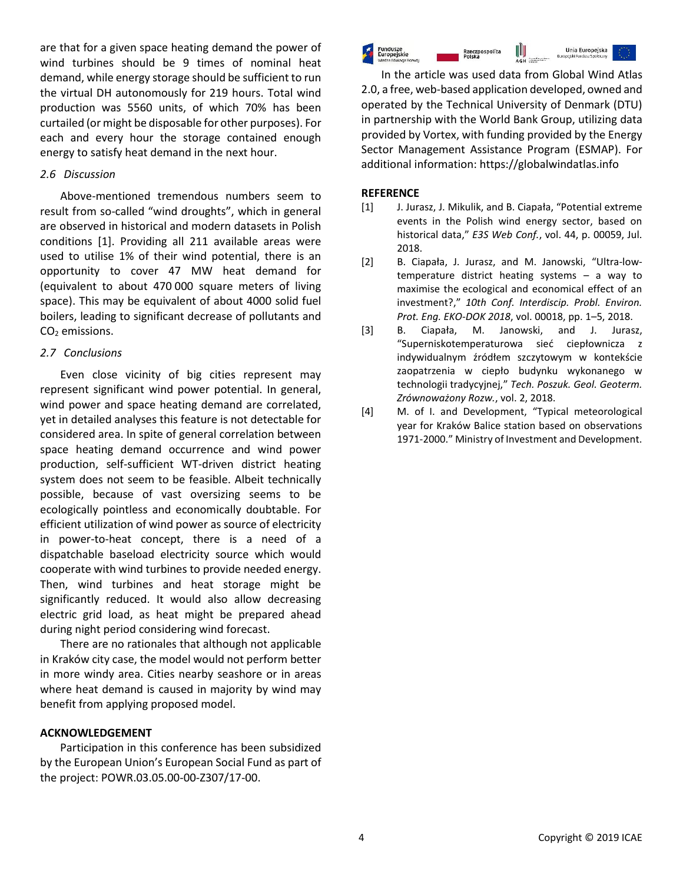are that for a given space heating demand the power of wind turbines should be 9 times of nominal heat demand, while energy storage should be sufficient to run the virtual DH autonomously for 219 hours. Total wind production was 5560 units, of which 70% has been curtailed (or might be disposable for other purposes). For each and every hour the storage contained enough energy to satisfy heat demand in the next hour.

### *2.6 Discussion*

Above-mentioned tremendous numbers seem to result from so-called "wind droughts", which in general are observed in historical and modern datasets in Polish conditions [1]. Providing all 211 available areas were used to utilise 1% of their wind potential, there is an opportunity to cover 47 MW heat demand for (equivalent to about 470 000 square meters of living space). This may be equivalent of about 4000 solid fuel boilers, leading to significant decrease of pollutants and $CO_2$ emissions.

### *2.7 Conclusions*

Even close vicinity of big cities represent may represent significant wind power potential. In general, wind power and space heating demand are correlated, yet in detailed analyses this feature is not detectable for considered area. In spite of general correlation between space heating demand occurrence and wind power production, self-sufficient WT-driven district heating system does not seem to be feasible. Albeit technically possible, because of vast oversizing seems to be ecologically pointless and economically doubtable. For efficient utilization of wind power as source of electricity in power-to-heat concept, there is a need of a dispatchable baseload electricity source which would cooperate with wind turbines to provide needed energy. Then, wind turbines and heat storage might be significantly reduced. It would also allow decreasing electric grid load, as heat might be prepared ahead during night period considering wind forecast.

There are no rationales that although not applicable in Kraków city case, the model would not perform better in more windy area. Cities nearby seashore or in areas where heat demand is caused in majority by wind may benefit from applying proposed model.

## ACKNOWLEDGEMENT

Participation in this conference has been subsidized by the European Union's European Social Fund as part of the project: POWR.03.05.00-00-Z307/17-00.

In the article was used data from Global Wind Atlas 2.0, a free, web-based application developed, owned and operated by the Technical University of Denmark (DTU) in partnership with the World Bank Group, utilizing data provided by Vortex, with funding provided by the Energy Sector Management Assistance Program (ESMAP). For additional information: https://globalwindatlas.info

## REFERENCE

[1] J. Jurasz, J. Mikulik, and B. Ciapała, "Potential extreme events in the Polish wind energy sector, based on historical data," *E3S Web Conf.*, vol. 44, p. 00059, Jul. 2018.

[2] B. Ciapała, J. Jurasz, and M. Janowski, "Ultra-low-temperature district heating systems – a way to maximise the ecological and economical effect of an investment?," *10th Conf. Interdiscip. Probl. Environ. Prot. Eng. EKO-DOK 2018*, vol. 00018, pp. 1–5, 2018.

[3] B. Ciapała, M. Janowski, and J. Jurasz, "Superniskotemperaturowa sieć ciepłownicza z indywidualnym źródłem szczytowym w kontekście zaopatrzenia w ciepło budynku wykonanego w technologii tradycyjnej," *Tech. Poszuk. Geol. Geoterm. Zrównoważony Rozw.*, vol. 2, 2018.

[4] M. of I. and Development, "Typical meteorological year for Kraków Balice station based on observations 1971-2000." Ministry of Investment and Development.